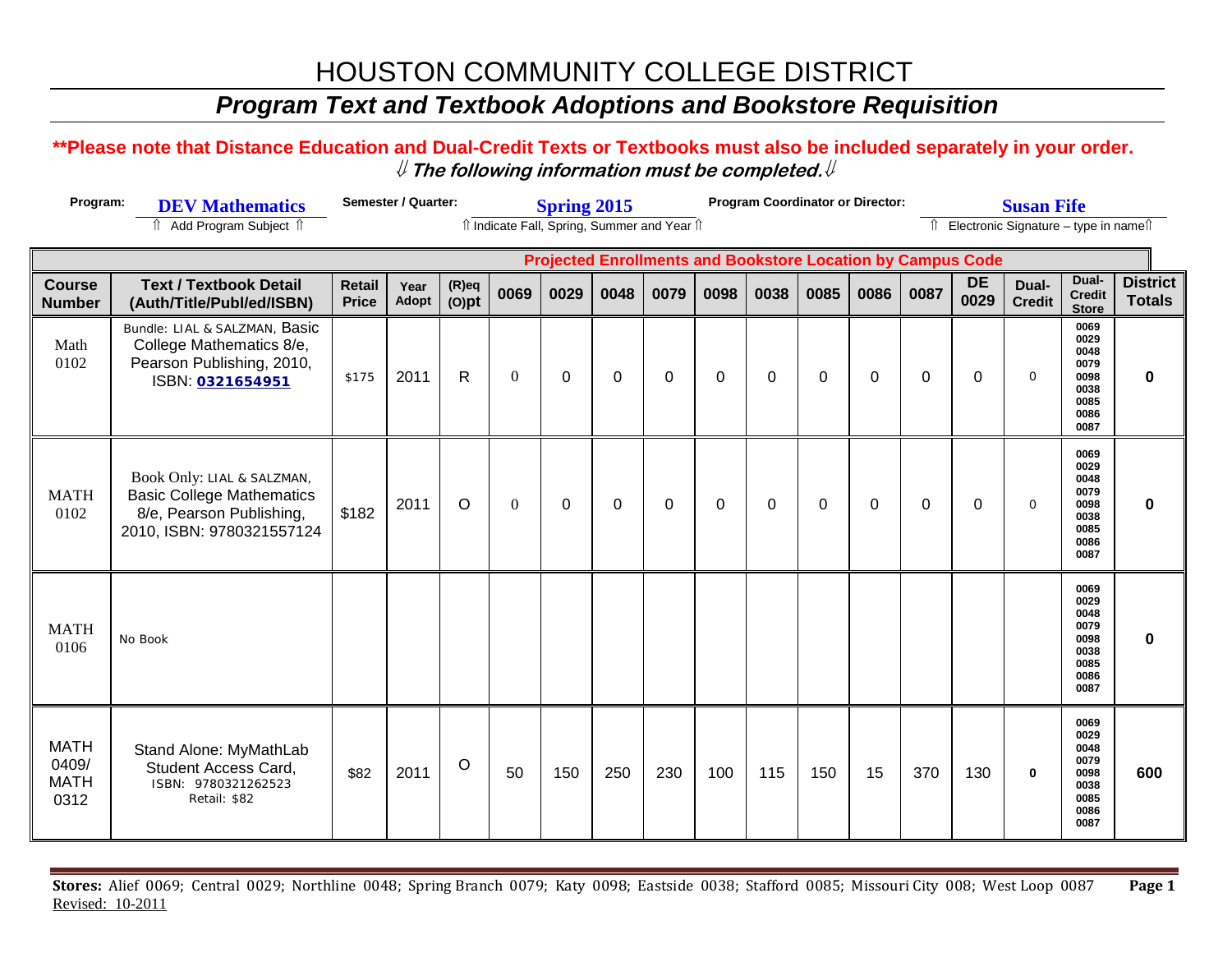# HOUSTON COMMUNITY COLLEGE DISTRICT

## *Program Text and Textbook Adoptions and Bookstore Requisition*

**\*\*Please note that Distance Education and Dual-Credit Texts or Textbooks must also be included separately in your order.**

⇓ ***The following information must be completed.*** ⇓

**Program:** DEV Mathematics
⇑ Add Program Subject ⇑

**Semester / Quarter:** Spring 2015
⇑ Indicate Fall, Spring, Summer and Year ⇑

**Program Coordinator or Director:** Susan Fife
⇑ Electronic Signature – type in name ⇑

| | | | | | Projected Enrollments and Bookstore Location by Campus Code | | | | | | | | | | | | |
|---|---|---|---|---|---|---|---|---|---|---|---|---|---|---|---|---|---|
| **Course Number** | **Text / Textbook Detail (Auth/Title/Publ/ed/ISBN)** | **Retail Price** | **Year Adopt** | **(R)eq (O)pt** | **0069** | **0029** | **0048** | **0079** | **0098** | **0038** | **0085** | **0086** | **0087** | **DE 0029** | **Dual-Credit** | **Dual-Credit Store** | **District Totals** |
| Math 0102 | Bundle: LIAL & SALZMAN, Basic College Mathematics 8/e, Pearson Publishing, 2010, ISBN: 0321654951 | $175 | 2011 | R | 0 | 0 | 0 | 0 | 0 | 0 | 0 | 0 | 0 | 0 | 0 | 0069 0029 0048 0079 0098 0038 0085 0086 0087 | **0** |
| MATH 0102 | Book Only: LIAL & SALZMAN, Basic College Mathematics 8/e, Pearson Publishing, 2010, ISBN: 9780321557124 | $182 | 2011 | O | 0 | 0 | 0 | 0 | 0 | 0 | 0 | 0 | 0 | 0 | 0 | 0069 0029 0048 0079 0098 0038 0085 0086 0087 | **0** |
| MATH 0106 | No Book | | | | | | | | | | | | | | | 0069 0029 0048 0079 0098 0038 0085 0086 0087 | **0** |
| MATH 0409/ MATH 0312 | Stand Alone: MyMathLab Student Access Card, ISBN: 9780321262523 Retail: $82 | $82 | 2011 | O | 50 | 150 | 250 | 230 | 100 | 115 | 150 | 15 | 370 | 130 | 0 | 0069 0029 0048 0079 0098 0038 0085 0086 0087 | **600** |

**Stores:** Alief 0069; Central 0029; Northline 0048; Spring Branch 0079; Katy 0098; Eastside 0038; Stafford 0085; Missouri City 008; West Loop 0087

Revised: 10-2011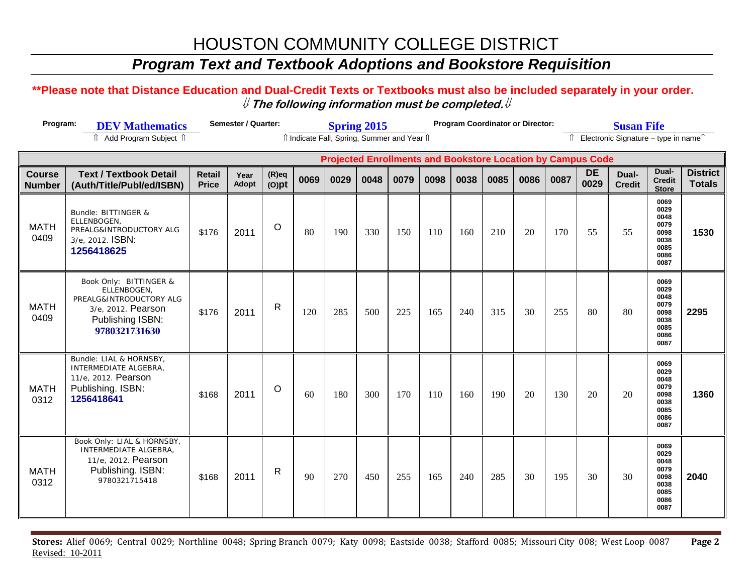# HOUSTON COMMUNITY COLLEGE DISTRICT

## *Program Text and Textbook Adoptions and Bookstore Requisition*

**\*\*Please note that Distance Education and Dual-Credit Texts or Textbooks must also be included separately in your order.**

***⇓ The following information must be completed.⇓***

**Program:** DEV Mathematics
⇑ Add Program Subject ⇑

**Semester / Quarter:** Spring 2015
⇑ Indicate Fall, Spring, Summer and Year ⇑

**Program Coordinator or Director:** Susan Fife
⇑ Electronic Signature – type in name⇑

| | | | | | Projected Enrollments and Bookstore Location by Campus Code | | | | | | | | | | | | |
|---|---|---|---|---|---|---|---|---|---|---|---|---|---|---|---|---|---|
| **Course Number** | **Text / Textbook Detail (Auth/Title/Publ/ed/ISBN)** | **Retail Price** | **Year Adopt** | **(R)eq (O)pt** | **0069** | **0029** | **0048** | **0079** | **0098** | **0038** | **0085** | **0086** | **0087** | **DE 0029** | **Dual-Credit** | **Dual-Credit Store** | **District Totals** |
| MATH 0409 | Bundle: BITTINGER & ELLENBOGEN, PREALG&INTRODUCTORY ALG 3/e, 2012. ISBN: **1256418625** | $176 | 2011 | O | 80 | 190 | 330 | 150 | 110 | 160 | 210 | 20 | 170 | 55 | 55 | 0069 0029 0048 0079 0098 0038 0085 0086 0087 | **1530** |
| MATH 0409 | Book Only: BITTINGER & ELLENBOGEN, PREALG&INTRODUCTORY ALG 3/e, 2012. Pearson Publishing ISBN: **9780321731630** | $176 | 2011 | R | 120 | 285 | 500 | 225 | 165 | 240 | 315 | 30 | 255 | 80 | 80 | 0069 0029 0048 0079 0098 0038 0085 0086 0087 | **2295** |
| MATH 0312 | Bundle: LIAL & HORNSBY, INTERMEDIATE ALGEBRA, 11/e, 2012. Pearson Publishing. ISBN: **1256418641** | $168 | 2011 | O | 60 | 180 | 300 | 170 | 110 | 160 | 190 | 20 | 130 | 20 | 20 | 0069 0029 0048 0079 0098 0038 0085 0086 0087 | **1360** |
| MATH 0312 | Book Only: LIAL & HORNSBY, INTERMEDIATE ALGEBRA, 11/e, 2012. Pearson Publishing. ISBN: 9780321715418 | $168 | 2011 | R | 90 | 270 | 450 | 255 | 165 | 240 | 285 | 30 | 195 | 30 | 30 | 0069 0029 0048 0079 0098 0038 0085 0086 0087 | **2040** |

**Stores:** Alief 0069; Central 0029; Northline 0048; Spring Branch 0079; Katy 0098; Eastside 0038; Stafford 0085; Missouri City 008; West Loop 0087

Revised: 10-2011